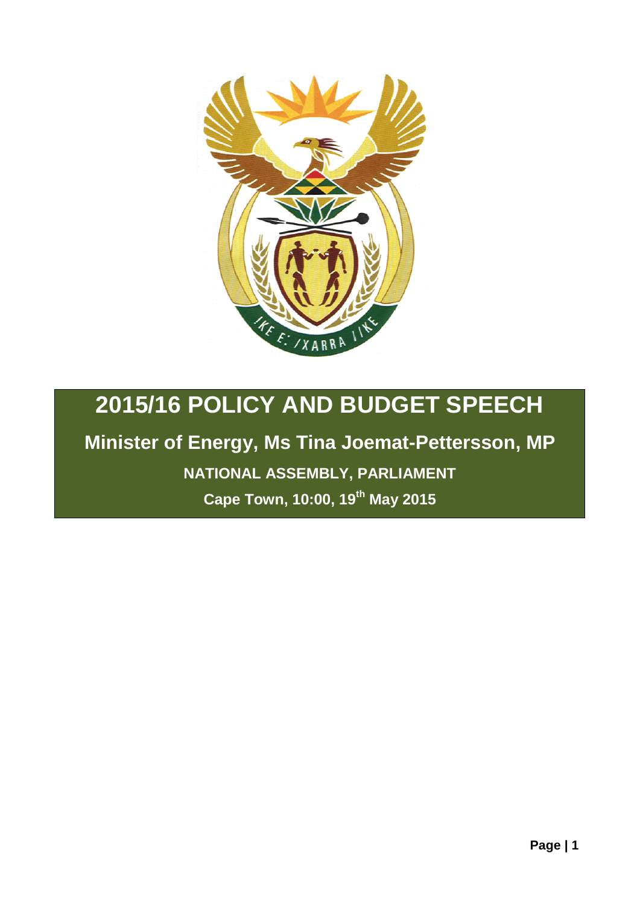# 2015/16 POLICY AND BUDGET SPEECH

## Minister of Energy, Ms Tina Joemat-Pettersson, MP

**NATIONAL ASSEMBLY, PARLIAMENT**

**Cape Town, 10:00, 19th May 2015**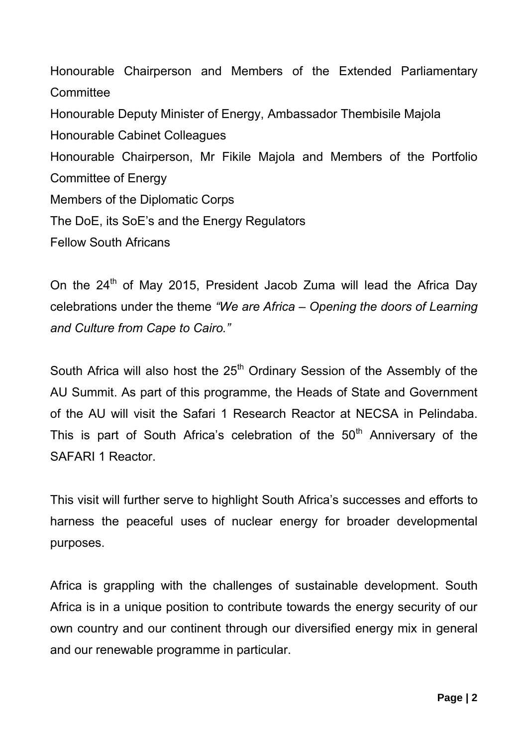Honourable Chairperson and Members of the Extended Parliamentary Committee
Honourable Deputy Minister of Energy, Ambassador Thembisile Majola
Honourable Cabinet Colleagues
Honourable Chairperson, Mr Fikile Majola and Members of the Portfolio Committee of Energy
Members of the Diplomatic Corps
The DoE, its SoE's and the Energy Regulators
Fellow South Africans

On the 24th of May 2015, President Jacob Zuma will lead the Africa Day celebrations under the theme *"We are Africa – Opening the doors of Learning and Culture from Cape to Cairo."*

South Africa will also host the 25th Ordinary Session of the Assembly of the AU Summit. As part of this programme, the Heads of State and Government of the AU will visit the Safari 1 Research Reactor at NECSA in Pelindaba. This is part of South Africa's celebration of the 50th Anniversary of the SAFARI 1 Reactor.

This visit will further serve to highlight South Africa's successes and efforts to harness the peaceful uses of nuclear energy for broader developmental purposes.

Africa is grappling with the challenges of sustainable development. South Africa is in a unique position to contribute towards the energy security of our own country and our continent through our diversified energy mix in general and our renewable programme in particular.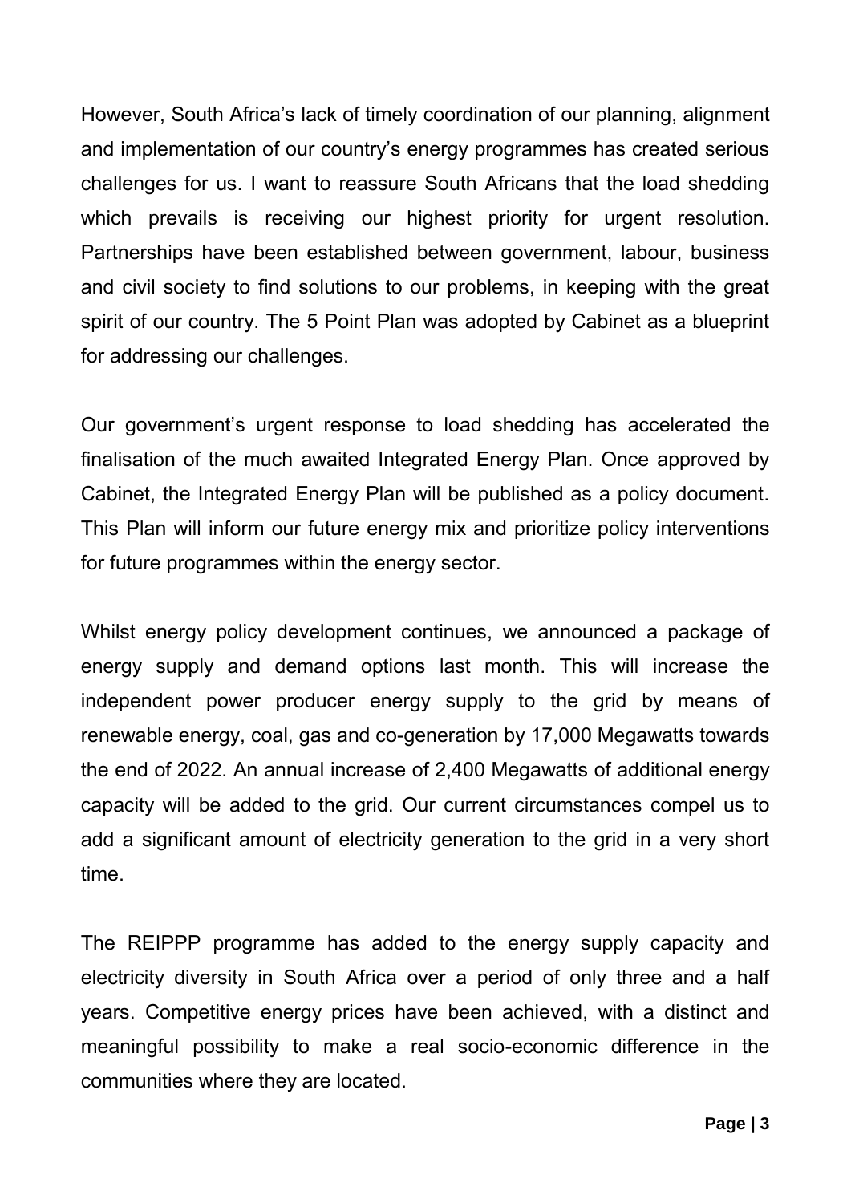However, South Africa's lack of timely coordination of our planning, alignment and implementation of our country's energy programmes has created serious challenges for us. I want to reassure South Africans that the load shedding which prevails is receiving our highest priority for urgent resolution. Partnerships have been established between government, labour, business and civil society to find solutions to our problems, in keeping with the great spirit of our country. The 5 Point Plan was adopted by Cabinet as a blueprint for addressing our challenges.

Our government's urgent response to load shedding has accelerated the finalisation of the much awaited Integrated Energy Plan. Once approved by Cabinet, the Integrated Energy Plan will be published as a policy document. This Plan will inform our future energy mix and prioritize policy interventions for future programmes within the energy sector.

Whilst energy policy development continues, we announced a package of energy supply and demand options last month. This will increase the independent power producer energy supply to the grid by means of renewable energy, coal, gas and co-generation by 17,000 Megawatts towards the end of 2022. An annual increase of 2,400 Megawatts of additional energy capacity will be added to the grid. Our current circumstances compel us to add a significant amount of electricity generation to the grid in a very short time.

The REIPPP programme has added to the energy supply capacity and electricity diversity in South Africa over a period of only three and a half years. Competitive energy prices have been achieved, with a distinct and meaningful possibility to make a real socio-economic difference in the communities where they are located.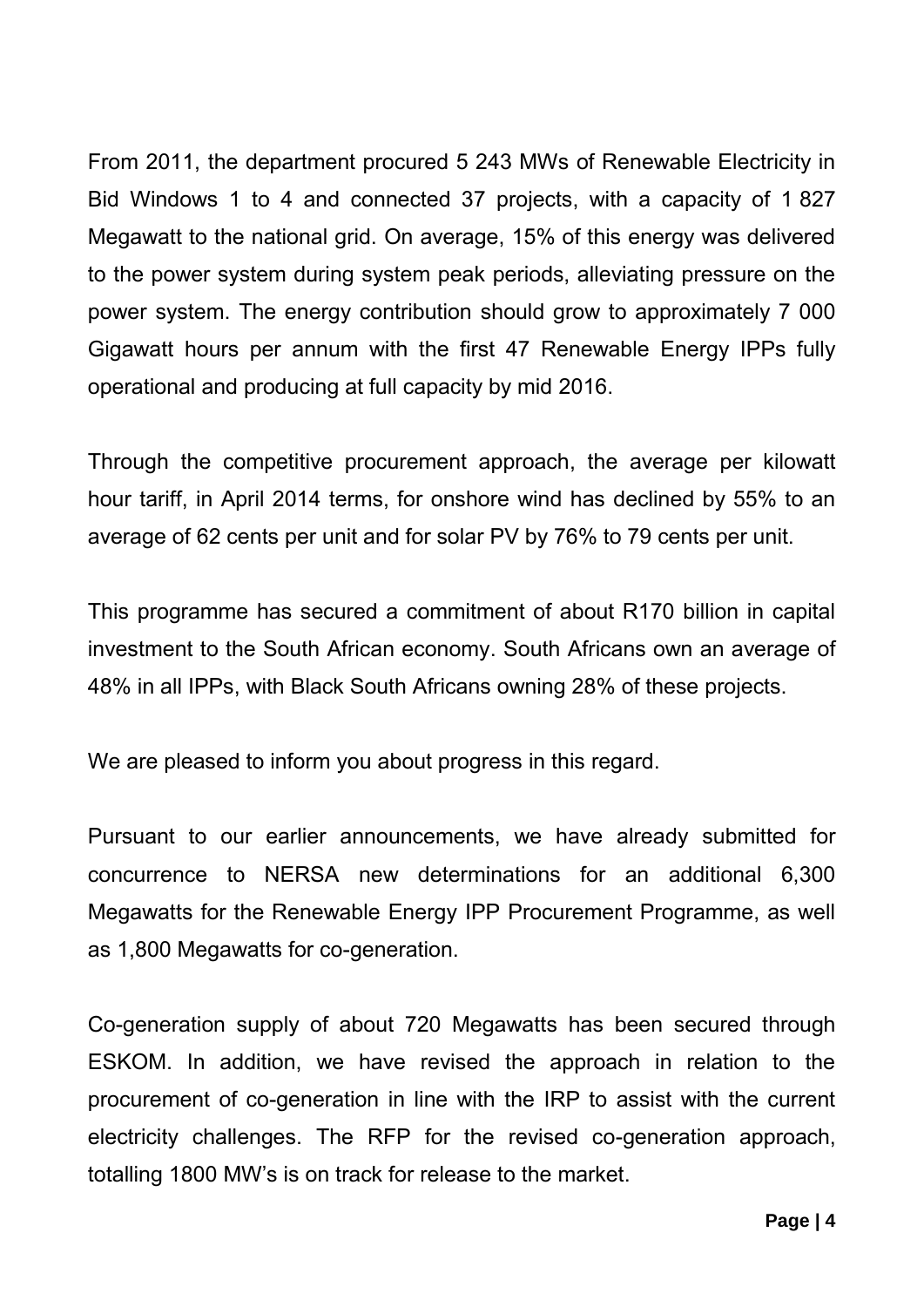From 2011, the department procured 5 243 MWs of Renewable Electricity in Bid Windows 1 to 4 and connected 37 projects, with a capacity of 1 827 Megawatt to the national grid. On average, 15% of this energy was delivered to the power system during system peak periods, alleviating pressure on the power system. The energy contribution should grow to approximately 7 000 Gigawatt hours per annum with the first 47 Renewable Energy IPPs fully operational and producing at full capacity by mid 2016.

Through the competitive procurement approach, the average per kilowatt hour tariff, in April 2014 terms, for onshore wind has declined by 55% to an average of 62 cents per unit and for solar PV by 76% to 79 cents per unit.

This programme has secured a commitment of about R170 billion in capital investment to the South African economy. South Africans own an average of 48% in all IPPs, with Black South Africans owning 28% of these projects.

We are pleased to inform you about progress in this regard.

Pursuant to our earlier announcements, we have already submitted for concurrence to NERSA new determinations for an additional 6,300 Megawatts for the Renewable Energy IPP Procurement Programme, as well as 1,800 Megawatts for co-generation.

Co-generation supply of about 720 Megawatts has been secured through ESKOM. In addition, we have revised the approach in relation to the procurement of co-generation in line with the IRP to assist with the current electricity challenges. The RFP for the revised co-generation approach, totalling 1800 MW's is on track for release to the market.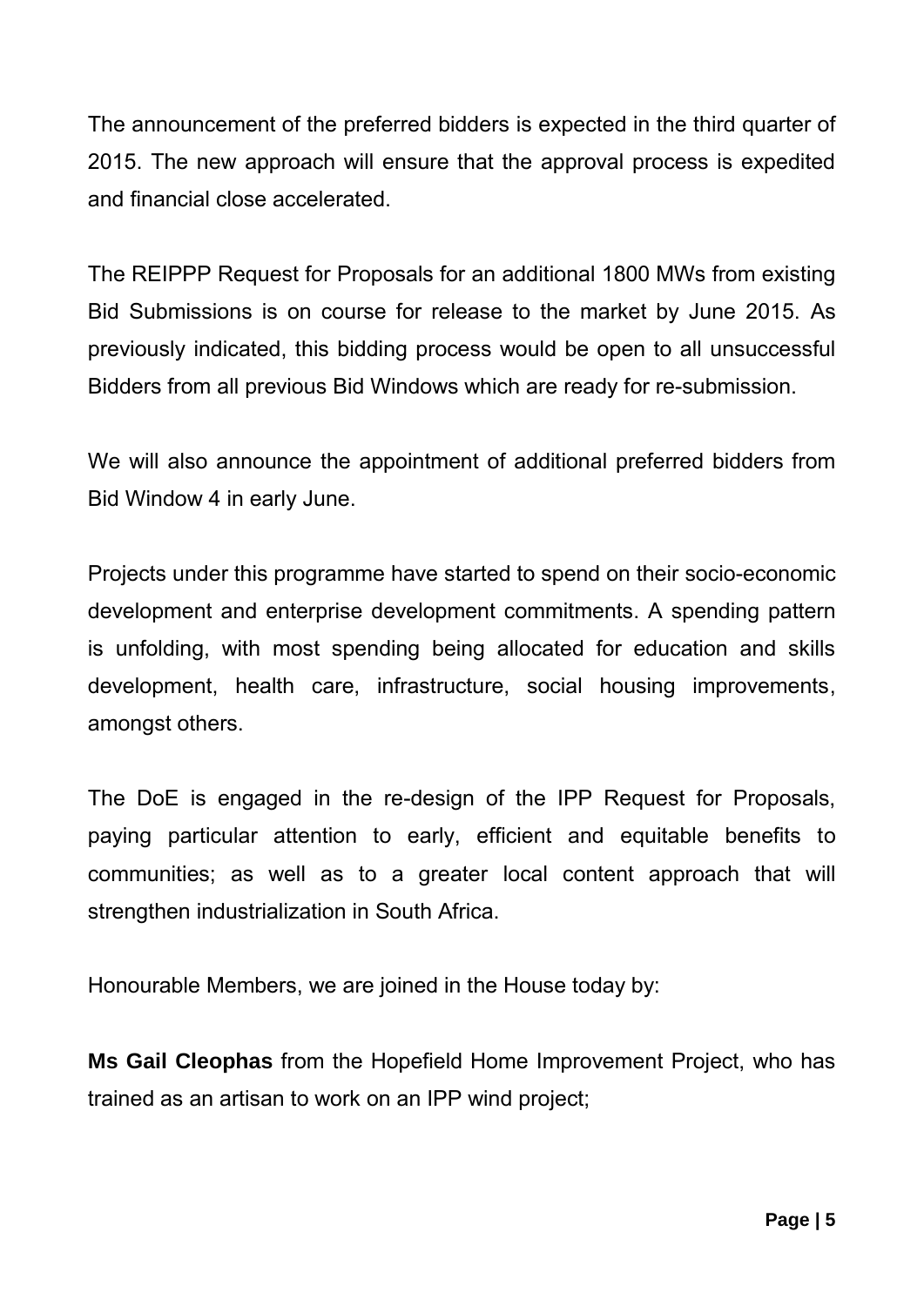The announcement of the preferred bidders is expected in the third quarter of 2015. The new approach will ensure that the approval process is expedited and financial close accelerated.

The REIPPP Request for Proposals for an additional 1800 MWs from existing Bid Submissions is on course for release to the market by June 2015. As previously indicated, this bidding process would be open to all unsuccessful Bidders from all previous Bid Windows which are ready for re-submission.

We will also announce the appointment of additional preferred bidders from Bid Window 4 in early June.

Projects under this programme have started to spend on their socio-economic development and enterprise development commitments. A spending pattern is unfolding, with most spending being allocated for education and skills development, health care, infrastructure, social housing improvements, amongst others.

The DoE is engaged in the re-design of the IPP Request for Proposals, paying particular attention to early, efficient and equitable benefits to communities; as well as to a greater local content approach that will strengthen industrialization in South Africa.

Honourable Members, we are joined in the House today by:

**Ms Gail Cleophas** from the Hopefield Home Improvement Project, who has trained as an artisan to work on an IPP wind project;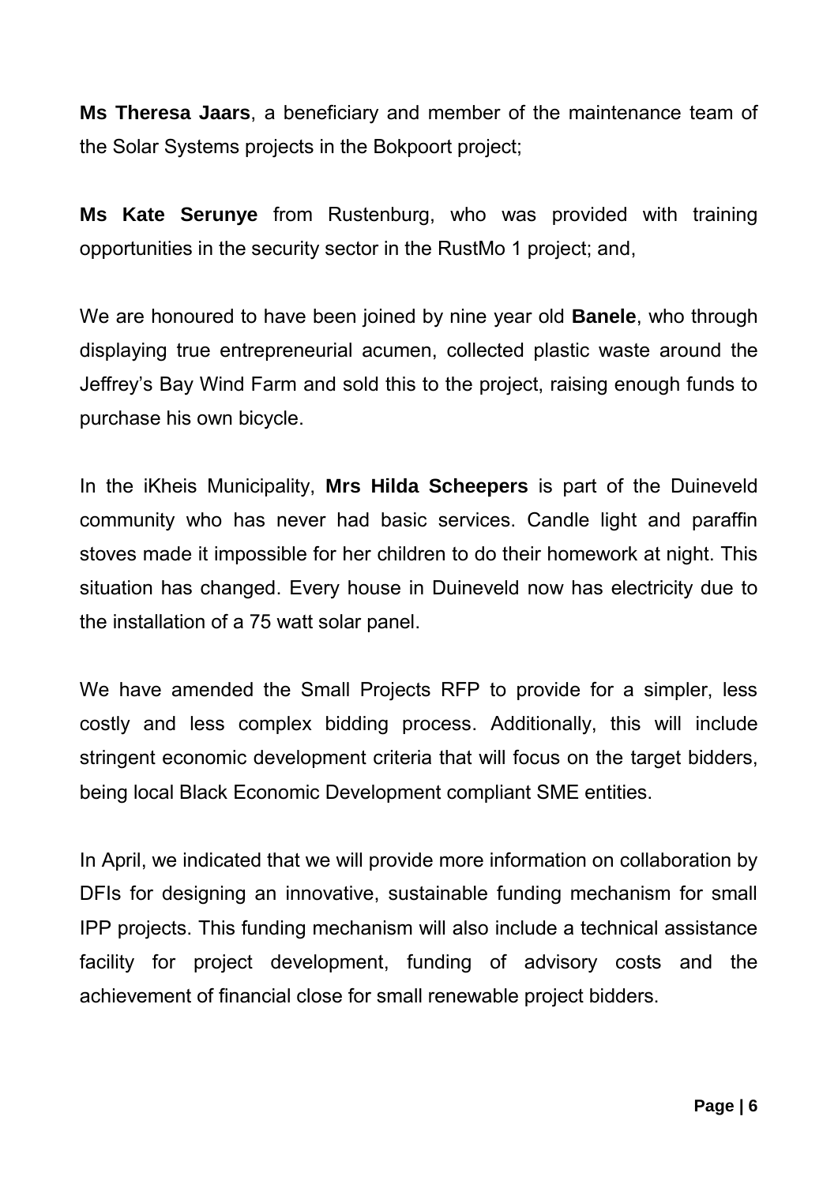**Ms Theresa Jaars**, a beneficiary and member of the maintenance team of the Solar Systems projects in the Bokpoort project;

**Ms Kate Serunye** from Rustenburg, who was provided with training opportunities in the security sector in the RustMo 1 project; and,

We are honoured to have been joined by nine year old **Banele**, who through displaying true entrepreneurial acumen, collected plastic waste around the Jeffrey's Bay Wind Farm and sold this to the project, raising enough funds to purchase his own bicycle.

In the iKheis Municipality, **Mrs Hilda Scheepers** is part of the Duineveld community who has never had basic services. Candle light and paraffin stoves made it impossible for her children to do their homework at night. This situation has changed. Every house in Duineveld now has electricity due to the installation of a 75 watt solar panel.

We have amended the Small Projects RFP to provide for a simpler, less costly and less complex bidding process. Additionally, this will include stringent economic development criteria that will focus on the target bidders, being local Black Economic Development compliant SME entities.

In April, we indicated that we will provide more information on collaboration by DFIs for designing an innovative, sustainable funding mechanism for small IPP projects. This funding mechanism will also include a technical assistance facility for project development, funding of advisory costs and the achievement of financial close for small renewable project bidders.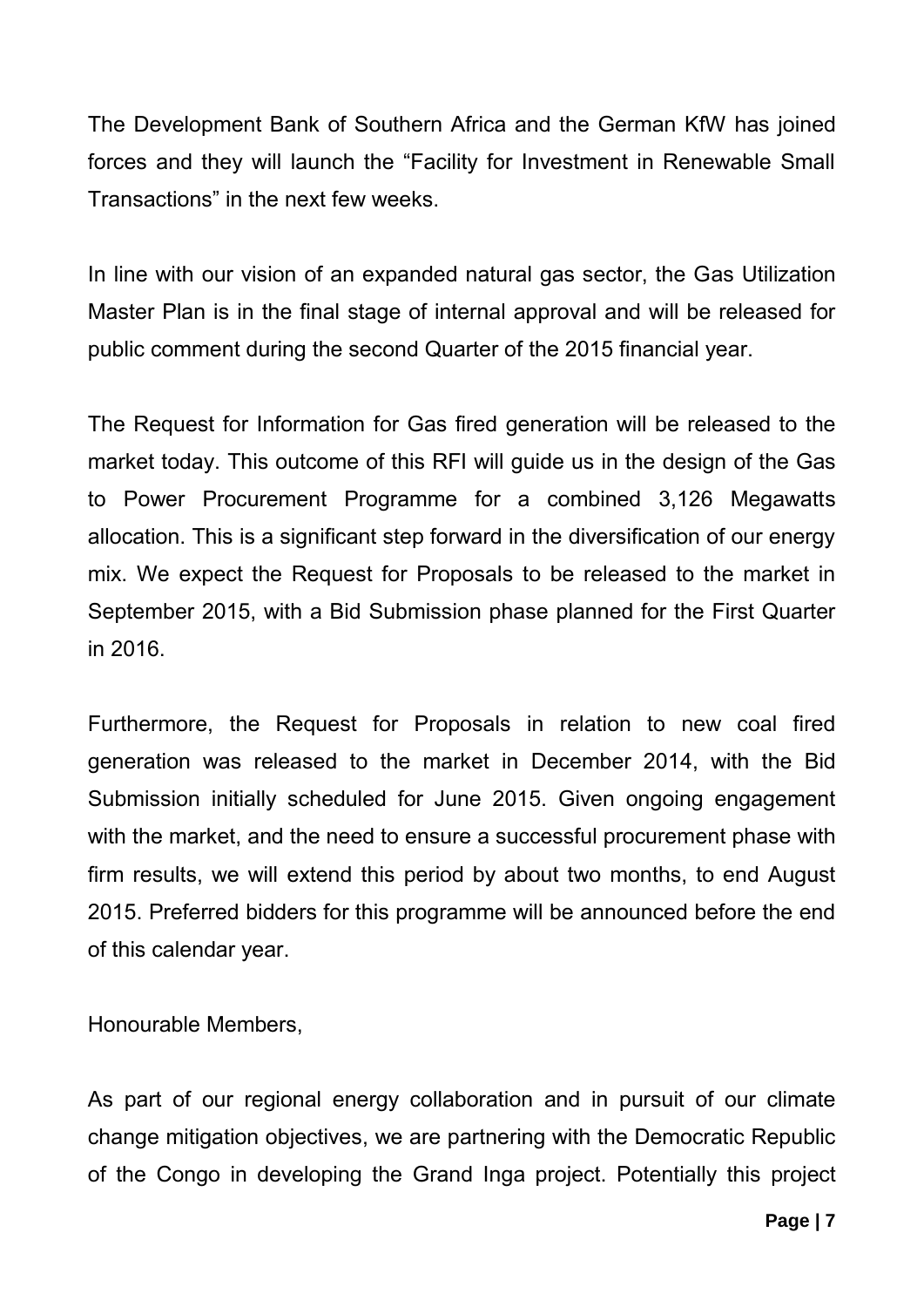The Development Bank of Southern Africa and the German KfW has joined forces and they will launch the "Facility for Investment in Renewable Small Transactions" in the next few weeks.

In line with our vision of an expanded natural gas sector, the Gas Utilization Master Plan is in the final stage of internal approval and will be released for public comment during the second Quarter of the 2015 financial year.

The Request for Information for Gas fired generation will be released to the market today. This outcome of this RFI will guide us in the design of the Gas to Power Procurement Programme for a combined 3,126 Megawatts allocation. This is a significant step forward in the diversification of our energy mix. We expect the Request for Proposals to be released to the market in September 2015, with a Bid Submission phase planned for the First Quarter in 2016.

Furthermore, the Request for Proposals in relation to new coal fired generation was released to the market in December 2014, with the Bid Submission initially scheduled for June 2015. Given ongoing engagement with the market, and the need to ensure a successful procurement phase with firm results, we will extend this period by about two months, to end August 2015. Preferred bidders for this programme will be announced before the end of this calendar year.

Honourable Members,

As part of our regional energy collaboration and in pursuit of our climate change mitigation objectives, we are partnering with the Democratic Republic of the Congo in developing the Grand Inga project. Potentially this project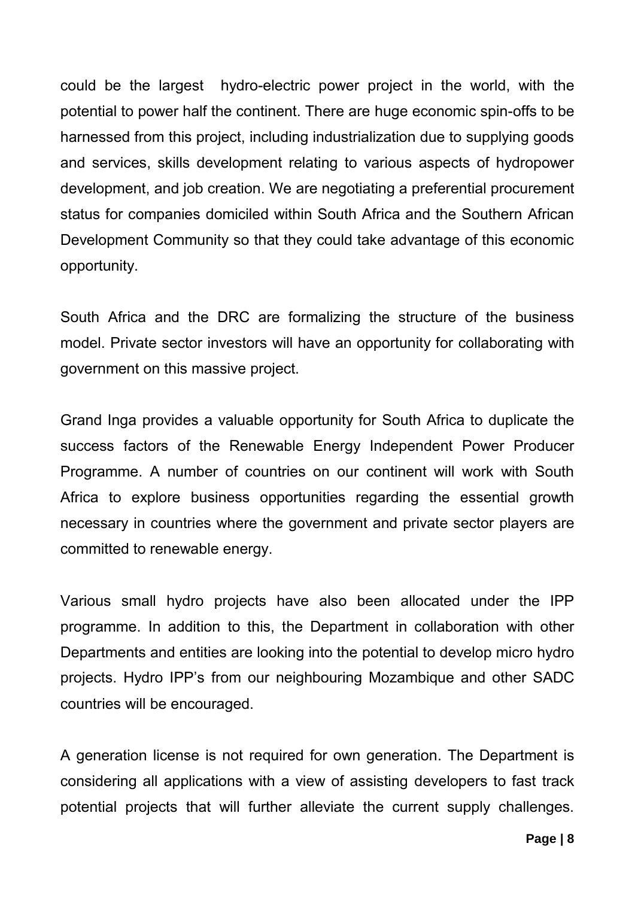could be the largest hydro-electric power project in the world, with the potential to power half the continent. There are huge economic spin-offs to be harnessed from this project, including industrialization due to supplying goods and services, skills development relating to various aspects of hydropower development, and job creation. We are negotiating a preferential procurement status for companies domiciled within South Africa and the Southern African Development Community so that they could take advantage of this economic opportunity.

South Africa and the DRC are formalizing the structure of the business model. Private sector investors will have an opportunity for collaborating with government on this massive project.

Grand Inga provides a valuable opportunity for South Africa to duplicate the success factors of the Renewable Energy Independent Power Producer Programme. A number of countries on our continent will work with South Africa to explore business opportunities regarding the essential growth necessary in countries where the government and private sector players are committed to renewable energy.

Various small hydro projects have also been allocated under the IPP programme. In addition to this, the Department in collaboration with other Departments and entities are looking into the potential to develop micro hydro projects. Hydro IPP's from our neighbouring Mozambique and other SADC countries will be encouraged.

A generation license is not required for own generation. The Department is considering all applications with a view of assisting developers to fast track potential projects that will further alleviate the current supply challenges.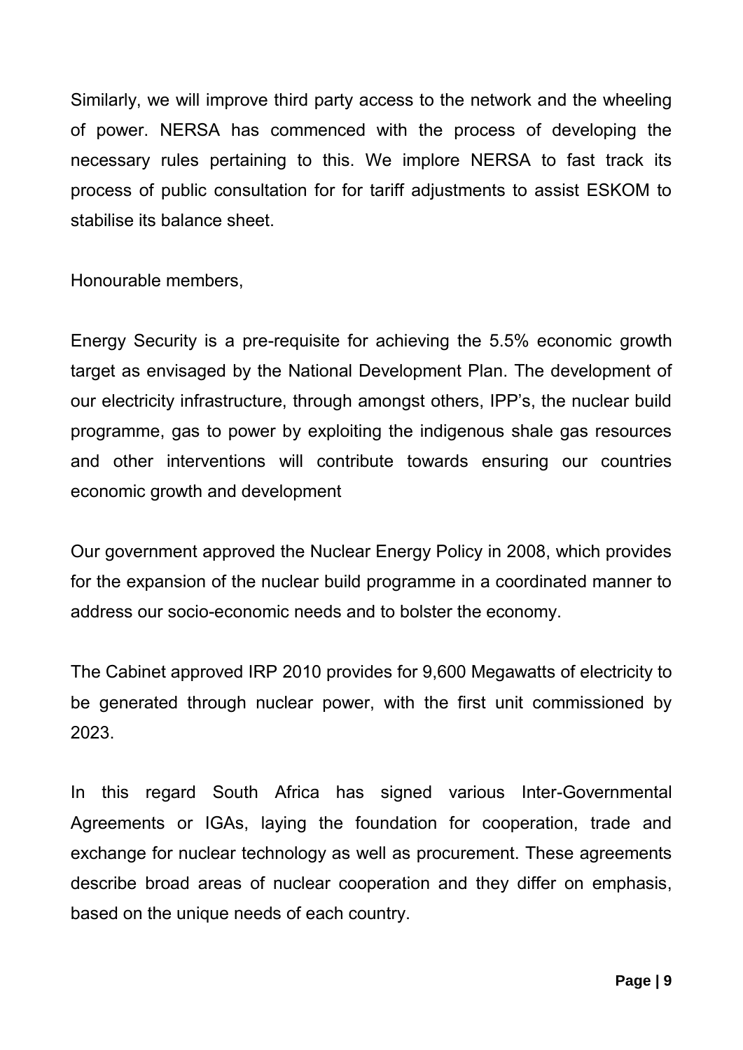Similarly, we will improve third party access to the network and the wheeling of power. NERSA has commenced with the process of developing the necessary rules pertaining to this. We implore NERSA to fast track its process of public consultation for for tariff adjustments to assist ESKOM to stabilise its balance sheet.

Honourable members,

Energy Security is a pre-requisite for achieving the 5.5% economic growth target as envisaged by the National Development Plan. The development of our electricity infrastructure, through amongst others, IPP's, the nuclear build programme, gas to power by exploiting the indigenous shale gas resources and other interventions will contribute towards ensuring our countries economic growth and development

Our government approved the Nuclear Energy Policy in 2008, which provides for the expansion of the nuclear build programme in a coordinated manner to address our socio-economic needs and to bolster the economy.

The Cabinet approved IRP 2010 provides for 9,600 Megawatts of electricity to be generated through nuclear power, with the first unit commissioned by 2023.

In this regard South Africa has signed various Inter-Governmental Agreements or IGAs, laying the foundation for cooperation, trade and exchange for nuclear technology as well as procurement. These agreements describe broad areas of nuclear cooperation and they differ on emphasis, based on the unique needs of each country.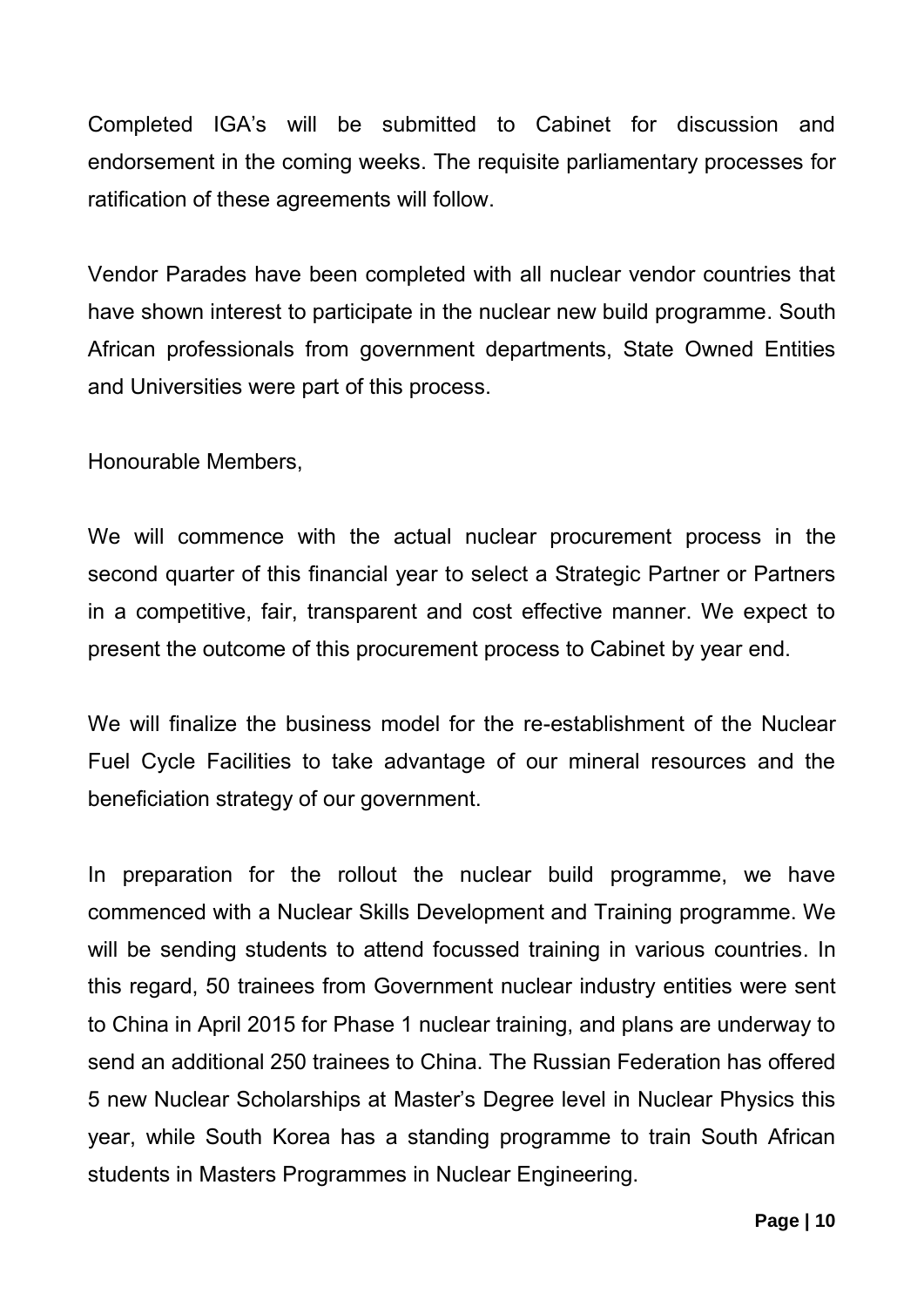Completed IGA's will be submitted to Cabinet for discussion and endorsement in the coming weeks. The requisite parliamentary processes for ratification of these agreements will follow.

Vendor Parades have been completed with all nuclear vendor countries that have shown interest to participate in the nuclear new build programme. South African professionals from government departments, State Owned Entities and Universities were part of this process.

Honourable Members,

We will commence with the actual nuclear procurement process in the second quarter of this financial year to select a Strategic Partner or Partners in a competitive, fair, transparent and cost effective manner. We expect to present the outcome of this procurement process to Cabinet by year end.

We will finalize the business model for the re-establishment of the Nuclear Fuel Cycle Facilities to take advantage of our mineral resources and the beneficiation strategy of our government.

In preparation for the rollout the nuclear build programme, we have commenced with a Nuclear Skills Development and Training programme. We will be sending students to attend focussed training in various countries. In this regard, 50 trainees from Government nuclear industry entities were sent to China in April 2015 for Phase 1 nuclear training, and plans are underway to send an additional 250 trainees to China. The Russian Federation has offered 5 new Nuclear Scholarships at Master's Degree level in Nuclear Physics this year, while South Korea has a standing programme to train South African students in Masters Programmes in Nuclear Engineering.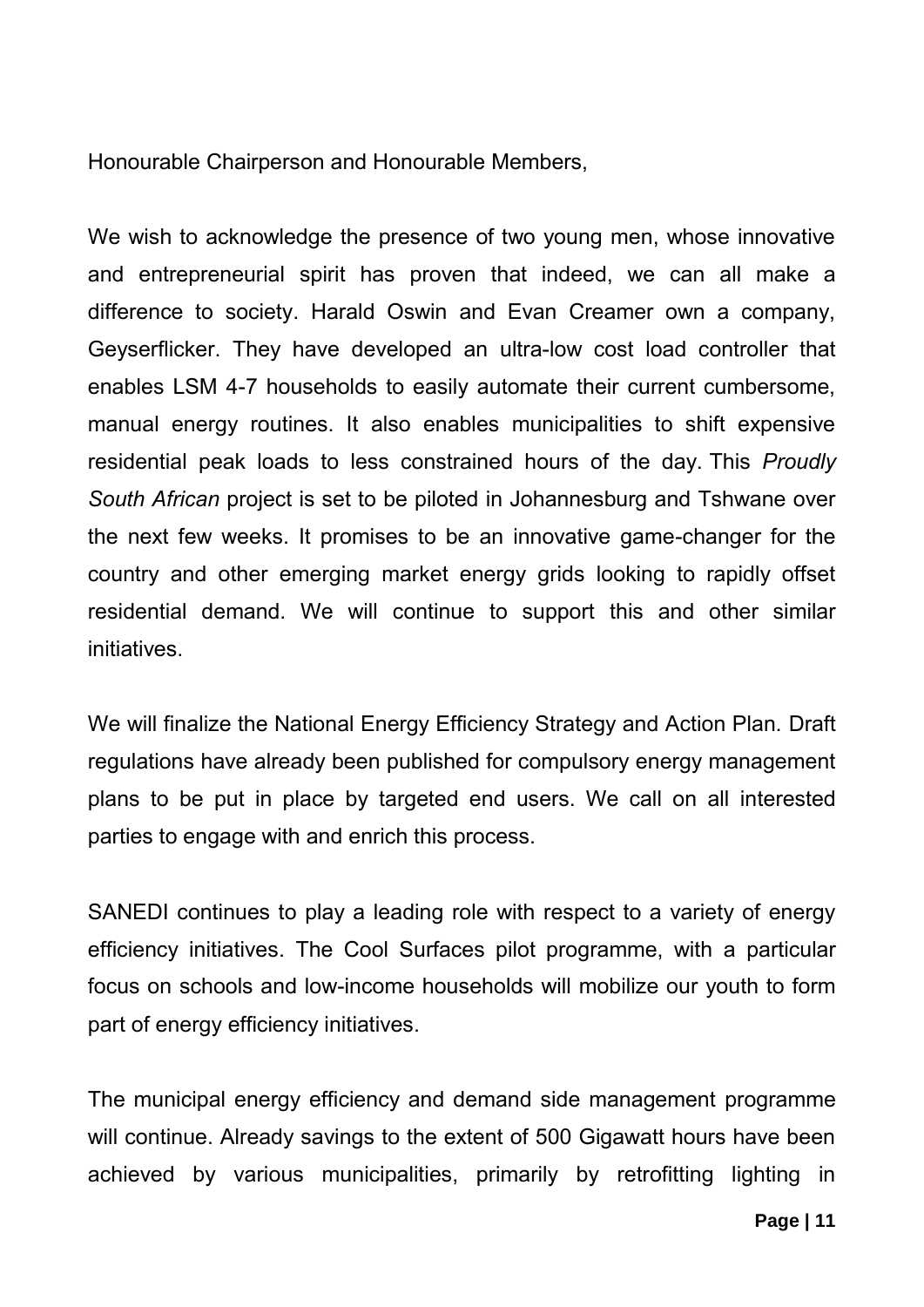Honourable Chairperson and Honourable Members,

We wish to acknowledge the presence of two young men, whose innovative and entrepreneurial spirit has proven that indeed, we can all make a difference to society. Harald Oswin and Evan Creamer own a company, Geyserflicker. They have developed an ultra-low cost load controller that enables LSM 4-7 households to easily automate their current cumbersome, manual energy routines. It also enables municipalities to shift expensive residential peak loads to less constrained hours of the day. This *Proudly South African* project is set to be piloted in Johannesburg and Tshwane over the next few weeks. It promises to be an innovative game-changer for the country and other emerging market energy grids looking to rapidly offset residential demand. We will continue to support this and other similar initiatives.

We will finalize the National Energy Efficiency Strategy and Action Plan. Draft regulations have already been published for compulsory energy management plans to be put in place by targeted end users. We call on all interested parties to engage with and enrich this process.

SANEDI continues to play a leading role with respect to a variety of energy efficiency initiatives. The Cool Surfaces pilot programme, with a particular focus on schools and low-income households will mobilize our youth to form part of energy efficiency initiatives.

The municipal energy efficiency and demand side management programme will continue. Already savings to the extent of 500 Gigawatt hours have been achieved by various municipalities, primarily by retrofitting lighting in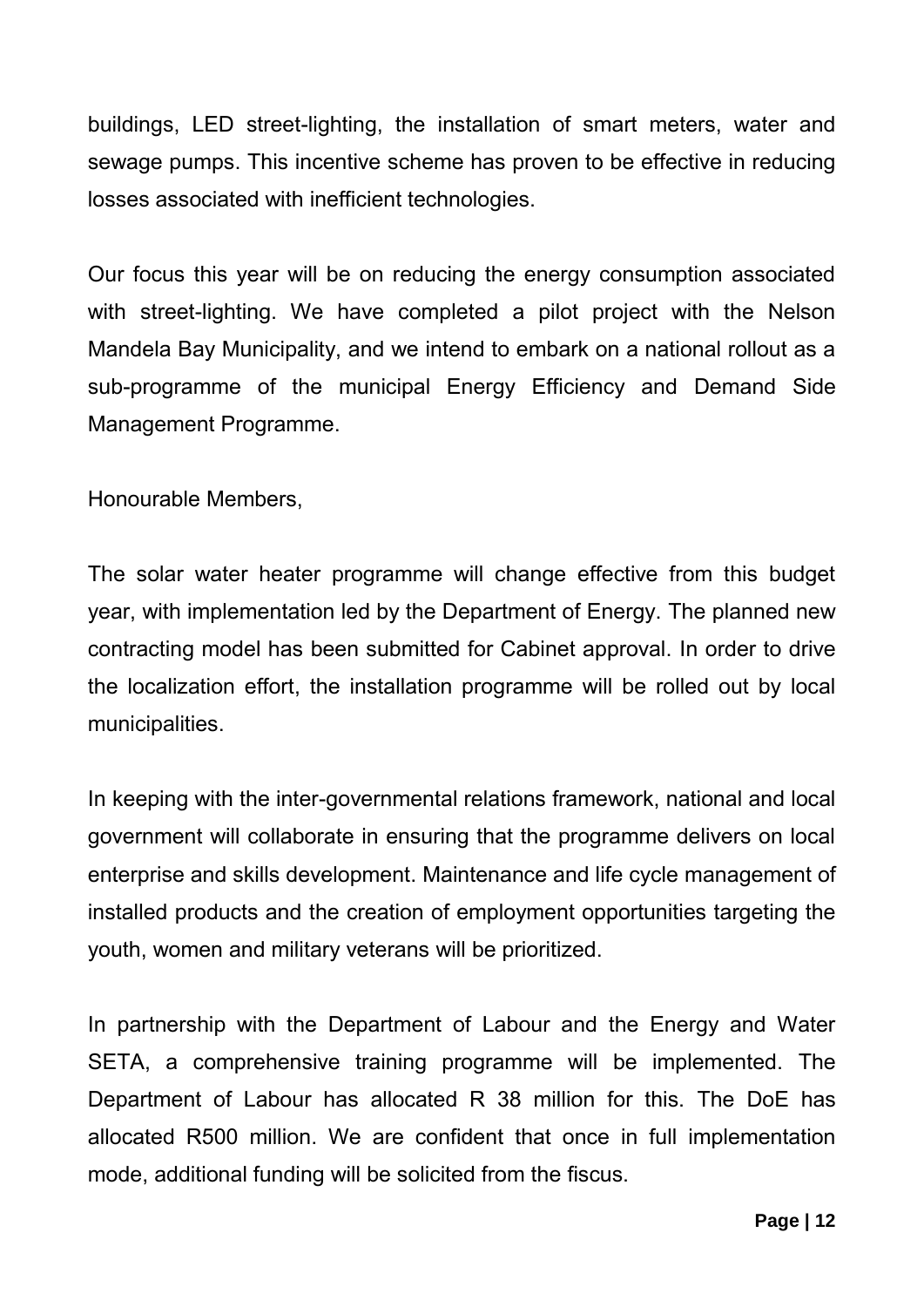buildings, LED street-lighting, the installation of smart meters, water and sewage pumps. This incentive scheme has proven to be effective in reducing losses associated with inefficient technologies.

Our focus this year will be on reducing the energy consumption associated with street-lighting. We have completed a pilot project with the Nelson Mandela Bay Municipality, and we intend to embark on a national rollout as a sub-programme of the municipal Energy Efficiency and Demand Side Management Programme.

Honourable Members,

The solar water heater programme will change effective from this budget year, with implementation led by the Department of Energy. The planned new contracting model has been submitted for Cabinet approval. In order to drive the localization effort, the installation programme will be rolled out by local municipalities.

In keeping with the inter-governmental relations framework, national and local government will collaborate in ensuring that the programme delivers on local enterprise and skills development. Maintenance and life cycle management of installed products and the creation of employment opportunities targeting the youth, women and military veterans will be prioritized.

In partnership with the Department of Labour and the Energy and Water SETA, a comprehensive training programme will be implemented. The Department of Labour has allocated R 38 million for this. The DoE has allocated R500 million. We are confident that once in full implementation mode, additional funding will be solicited from the fiscus.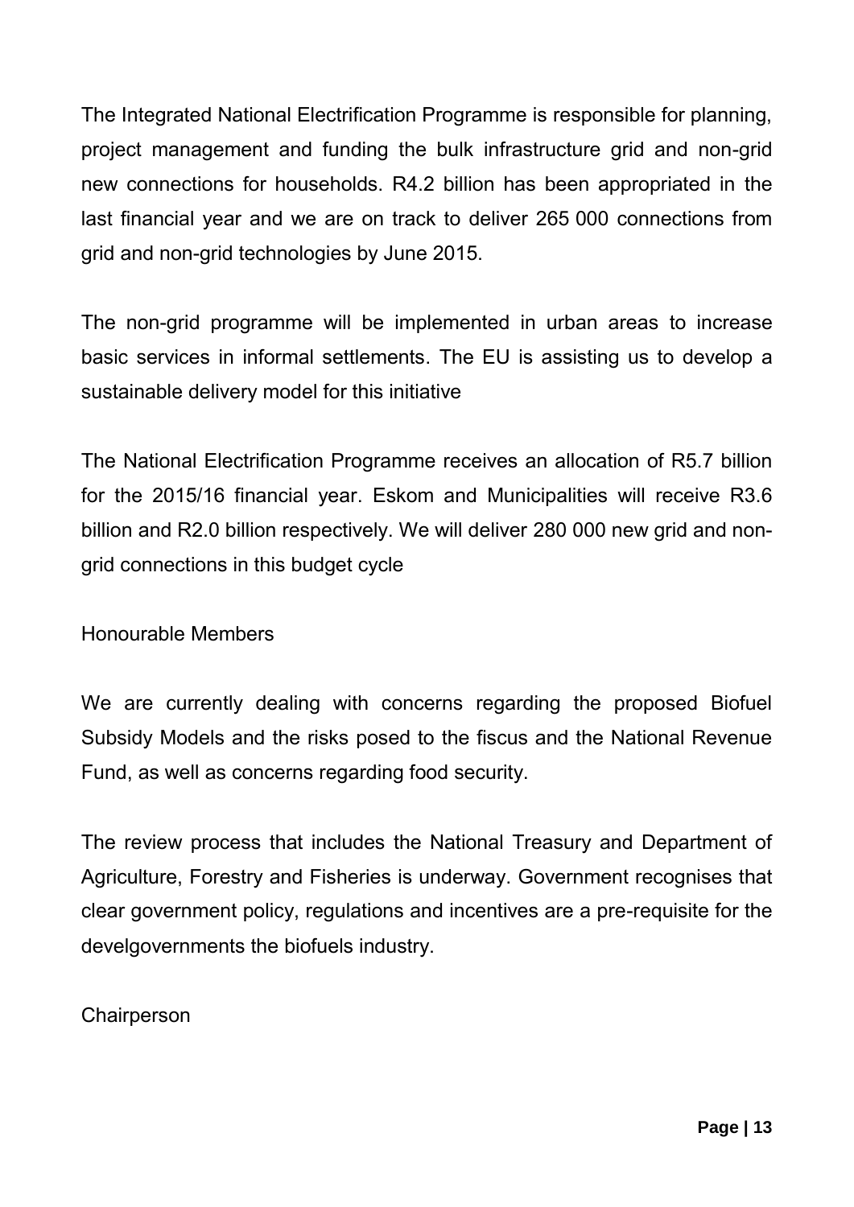The Integrated National Electrification Programme is responsible for planning, project management and funding the bulk infrastructure grid and non-grid new connections for households. R4.2 billion has been appropriated in the last financial year and we are on track to deliver 265 000 connections from grid and non-grid technologies by June 2015.

The non-grid programme will be implemented in urban areas to increase basic services in informal settlements. The EU is assisting us to develop a sustainable delivery model for this initiative

The National Electrification Programme receives an allocation of R5.7 billion for the 2015/16 financial year. Eskom and Municipalities will receive R3.6 billion and R2.0 billion respectively. We will deliver 280 000 new grid and non-grid connections in this budget cycle

Honourable Members

We are currently dealing with concerns regarding the proposed Biofuel Subsidy Models and the risks posed to the fiscus and the National Revenue Fund, as well as concerns regarding food security.

The review process that includes the National Treasury and Department of Agriculture, Forestry and Fisheries is underway. Government recognises that clear government policy, regulations and incentives are a pre-requisite for the develgovernments the biofuels industry.

Chairperson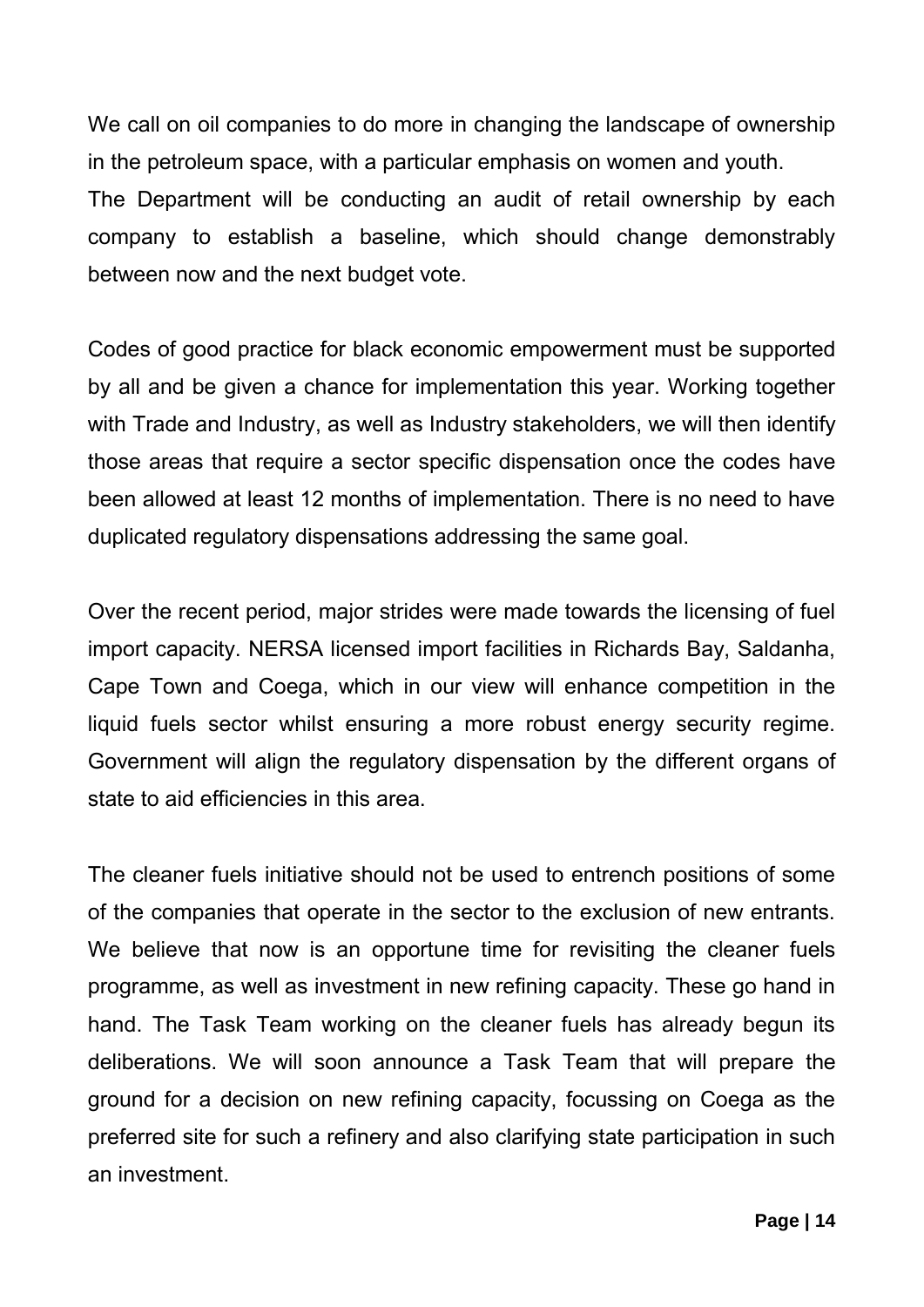We call on oil companies to do more in changing the landscape of ownership in the petroleum space, with a particular emphasis on women and youth. The Department will be conducting an audit of retail ownership by each company to establish a baseline, which should change demonstrably between now and the next budget vote.

Codes of good practice for black economic empowerment must be supported by all and be given a chance for implementation this year. Working together with Trade and Industry, as well as Industry stakeholders, we will then identify those areas that require a sector specific dispensation once the codes have been allowed at least 12 months of implementation. There is no need to have duplicated regulatory dispensations addressing the same goal.

Over the recent period, major strides were made towards the licensing of fuel import capacity. NERSA licensed import facilities in Richards Bay, Saldanha, Cape Town and Coega, which in our view will enhance competition in the liquid fuels sector whilst ensuring a more robust energy security regime. Government will align the regulatory dispensation by the different organs of state to aid efficiencies in this area.

The cleaner fuels initiative should not be used to entrench positions of some of the companies that operate in the sector to the exclusion of new entrants. We believe that now is an opportune time for revisiting the cleaner fuels programme, as well as investment in new refining capacity. These go hand in hand. The Task Team working on the cleaner fuels has already begun its deliberations. We will soon announce a Task Team that will prepare the ground for a decision on new refining capacity, focussing on Coega as the preferred site for such a refinery and also clarifying state participation in such an investment.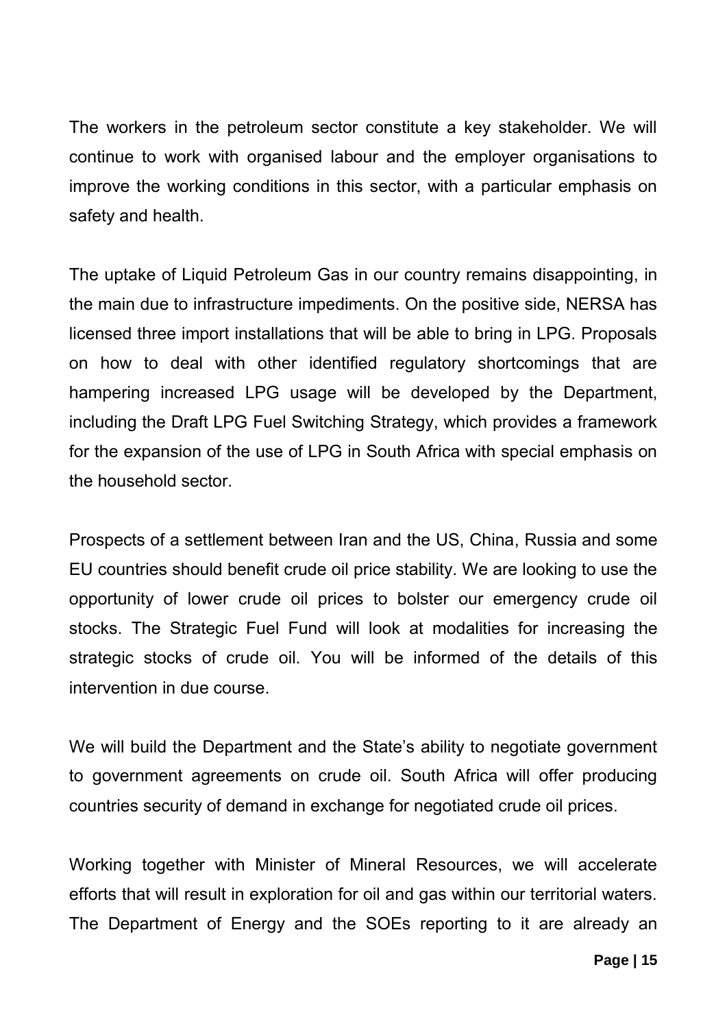The workers in the petroleum sector constitute a key stakeholder. We will continue to work with organised labour and the employer organisations to improve the working conditions in this sector, with a particular emphasis on safety and health.

The uptake of Liquid Petroleum Gas in our country remains disappointing, in the main due to infrastructure impediments. On the positive side, NERSA has licensed three import installations that will be able to bring in LPG. Proposals on how to deal with other identified regulatory shortcomings that are hampering increased LPG usage will be developed by the Department, including the Draft LPG Fuel Switching Strategy, which provides a framework for the expansion of the use of LPG in South Africa with special emphasis on the household sector.

Prospects of a settlement between Iran and the US, China, Russia and some EU countries should benefit crude oil price stability. We are looking to use the opportunity of lower crude oil prices to bolster our emergency crude oil stocks. The Strategic Fuel Fund will look at modalities for increasing the strategic stocks of crude oil. You will be informed of the details of this intervention in due course.

We will build the Department and the State's ability to negotiate government to government agreements on crude oil. South Africa will offer producing countries security of demand in exchange for negotiated crude oil prices.

Working together with Minister of Mineral Resources, we will accelerate efforts that will result in exploration for oil and gas within our territorial waters. The Department of Energy and the SOEs reporting to it are already an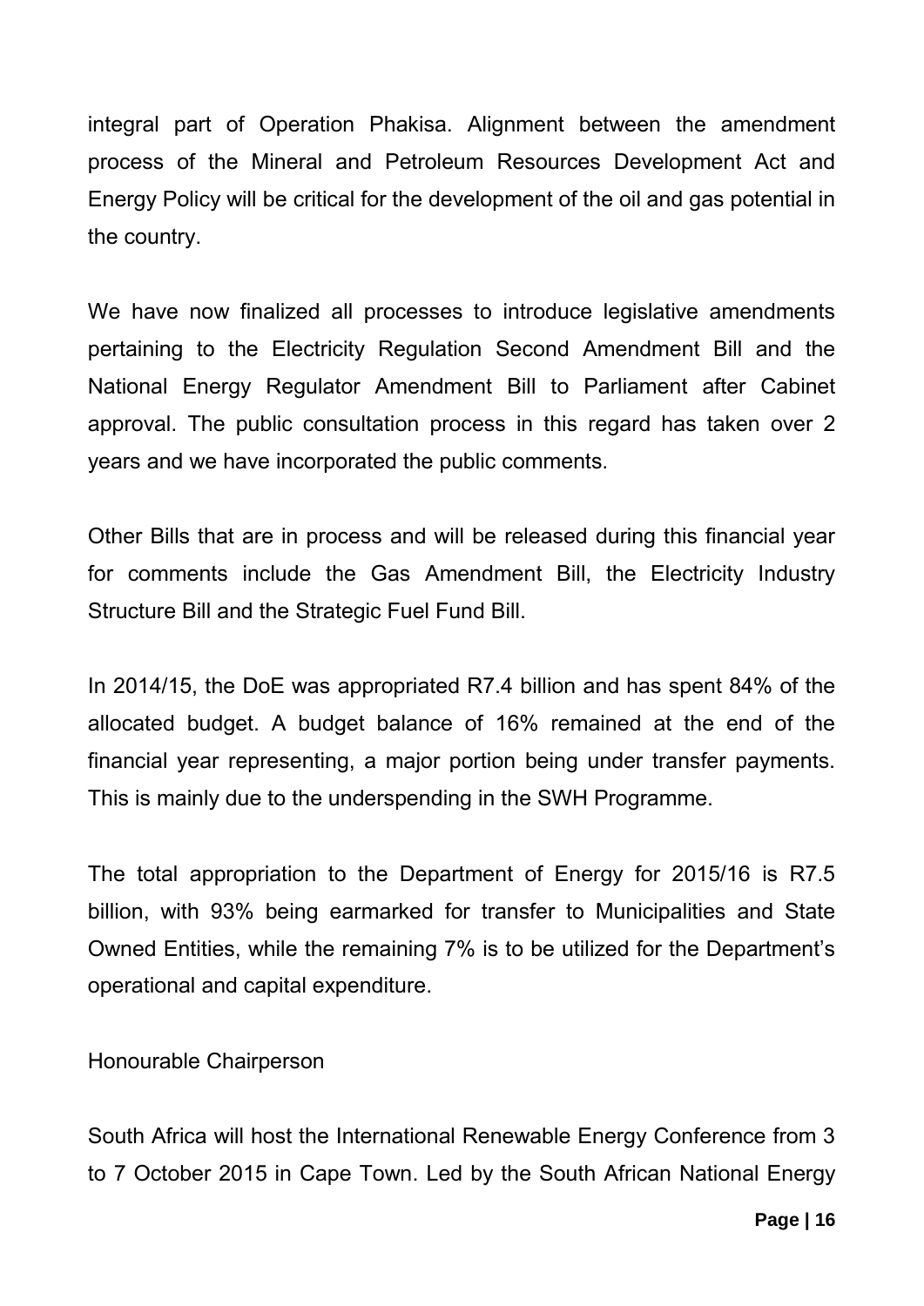integral part of Operation Phakisa. Alignment between the amendment process of the Mineral and Petroleum Resources Development Act and Energy Policy will be critical for the development of the oil and gas potential in the country.

We have now finalized all processes to introduce legislative amendments pertaining to the Electricity Regulation Second Amendment Bill and the National Energy Regulator Amendment Bill to Parliament after Cabinet approval. The public consultation process in this regard has taken over 2 years and we have incorporated the public comments.

Other Bills that are in process and will be released during this financial year for comments include the Gas Amendment Bill, the Electricity Industry Structure Bill and the Strategic Fuel Fund Bill.

In 2014/15, the DoE was appropriated R7.4 billion and has spent 84% of the allocated budget. A budget balance of 16% remained at the end of the financial year representing, a major portion being under transfer payments. This is mainly due to the underspending in the SWH Programme.

The total appropriation to the Department of Energy for 2015/16 is R7.5 billion, with 93% being earmarked for transfer to Municipalities and State Owned Entities, while the remaining 7% is to be utilized for the Department's operational and capital expenditure.

Honourable Chairperson

South Africa will host the International Renewable Energy Conference from 3 to 7 October 2015 in Cape Town. Led by the South African National Energy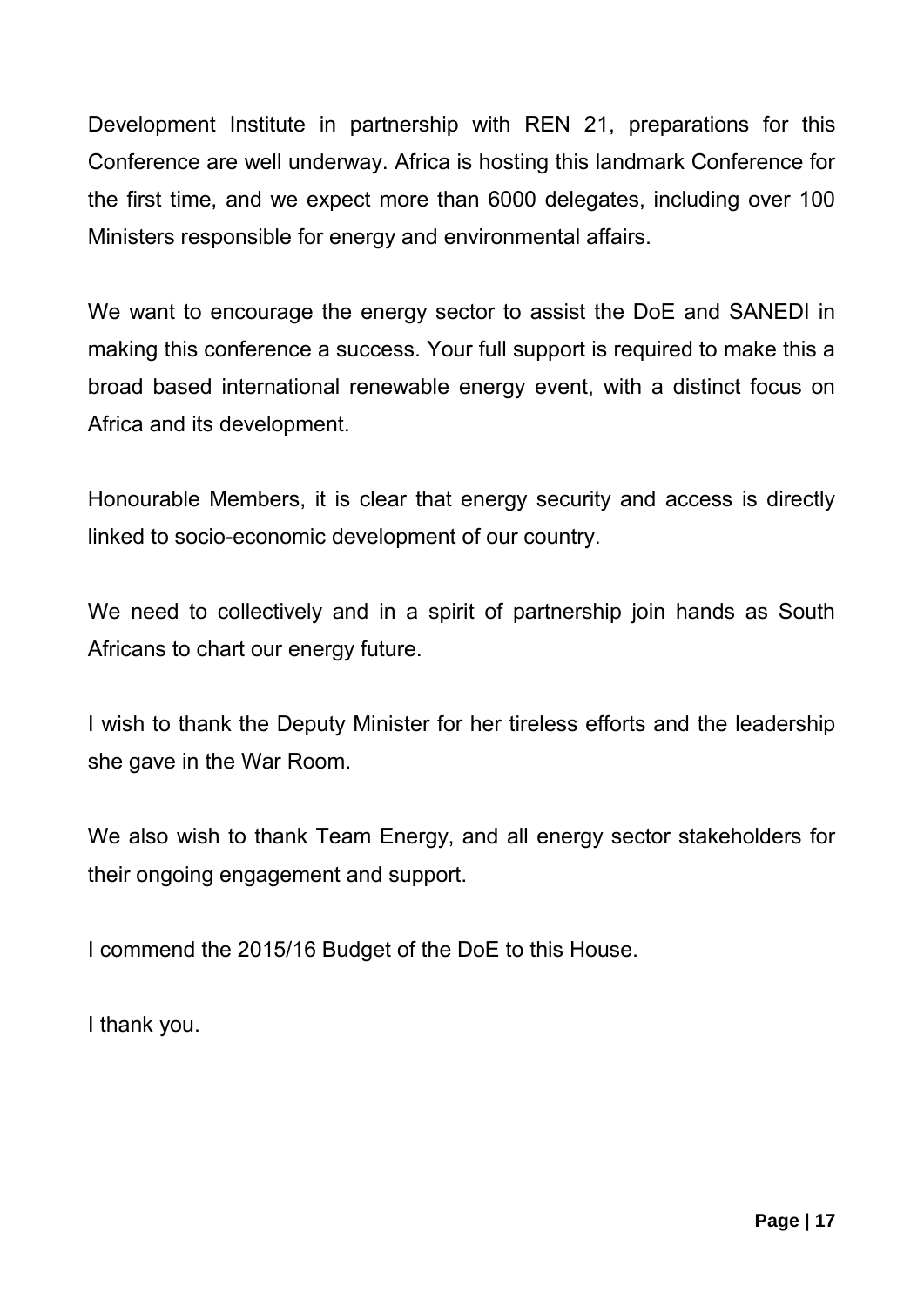Development Institute in partnership with REN 21, preparations for this Conference are well underway. Africa is hosting this landmark Conference for the first time, and we expect more than 6000 delegates, including over 100 Ministers responsible for energy and environmental affairs.

We want to encourage the energy sector to assist the DoE and SANEDI in making this conference a success. Your full support is required to make this a broad based international renewable energy event, with a distinct focus on Africa and its development.

Honourable Members, it is clear that energy security and access is directly linked to socio-economic development of our country.

We need to collectively and in a spirit of partnership join hands as South Africans to chart our energy future.

I wish to thank the Deputy Minister for her tireless efforts and the leadership she gave in the War Room.

We also wish to thank Team Energy, and all energy sector stakeholders for their ongoing engagement and support.

I commend the 2015/16 Budget of the DoE to this House.

I thank you.